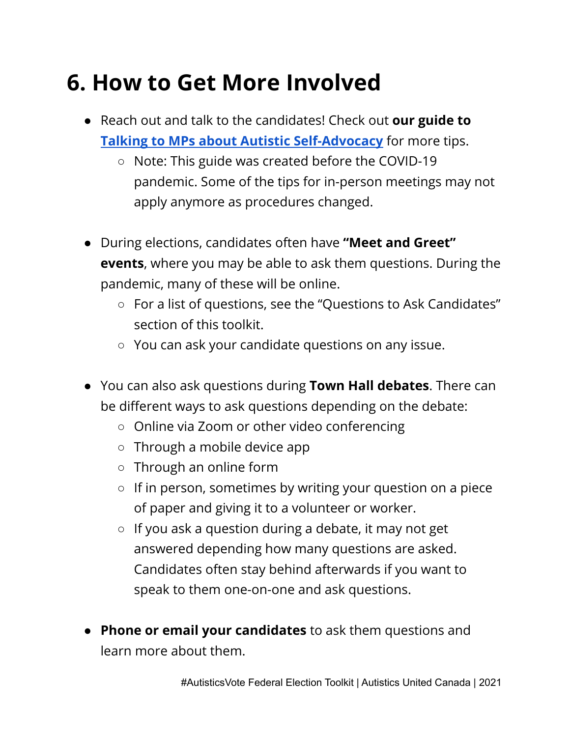# 6. How to Get More Involved

- Reach out and talk to the candidates! Check out **our guide to [Talking to MPs about Autistic Self-Advocacy]** for more tips.
  - Note: This guide was created before the COVID-19 pandemic. Some of the tips for in-person meetings may not apply anymore as procedures changed.

- During elections, candidates often have **"Meet and Greet" events**, where you may be able to ask them questions. During the pandemic, many of these will be online.
  - For a list of questions, see the "Questions to Ask Candidates" section of this toolkit.
  - You can ask your candidate questions on any issue.

- You can also ask questions during **Town Hall debates**. There can be different ways to ask questions depending on the debate:
  - Online via Zoom or other video conferencing
  - Through a mobile device app
  - Through an online form
  - If in person, sometimes by writing your question on a piece of paper and giving it to a volunteer or worker.
  - If you ask a question during a debate, it may not get answered depending how many questions are asked. Candidates often stay behind afterwards if you want to speak to them one-on-one and ask questions.

- **Phone or email your candidates** to ask them questions and learn more about them.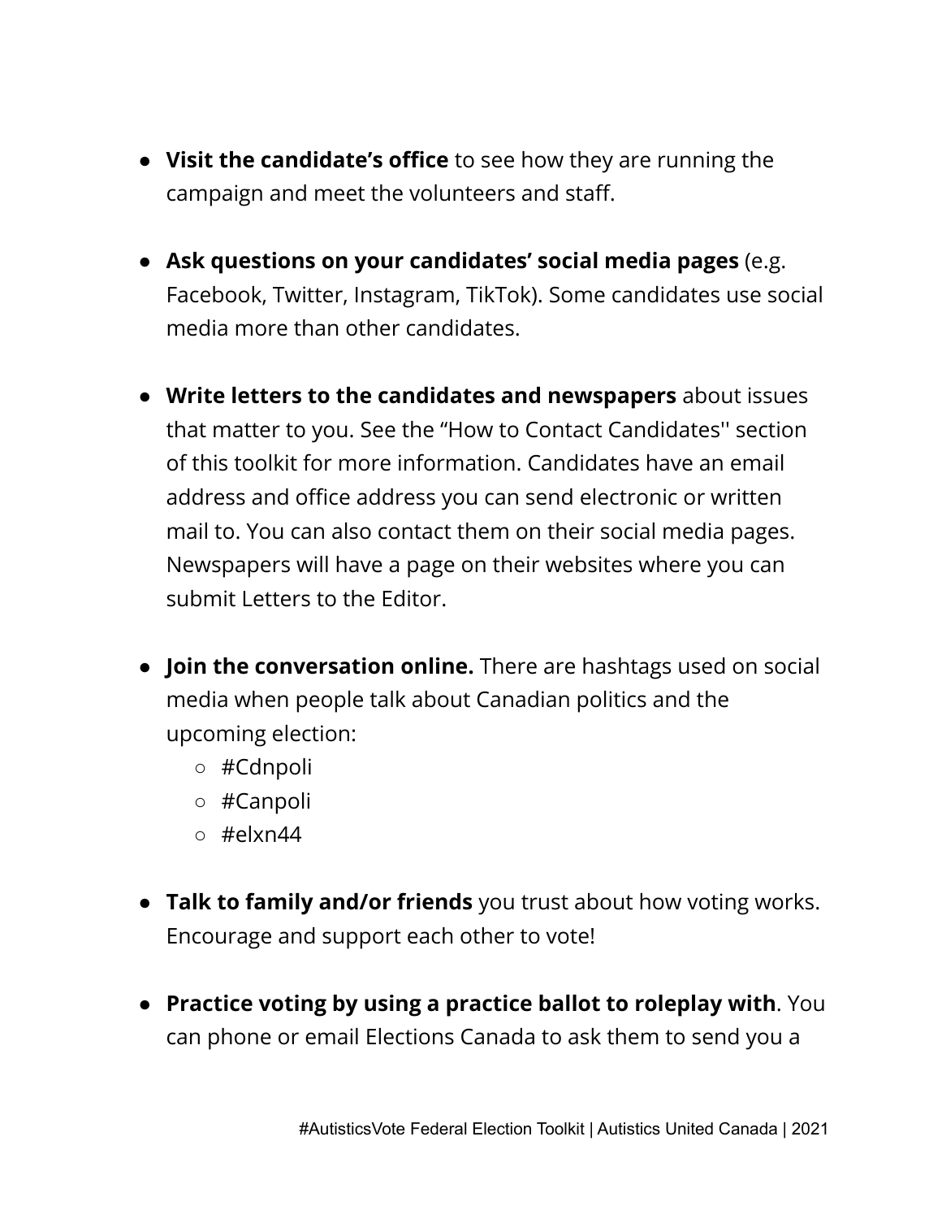- **Visit the candidate's office** to see how they are running the campaign and meet the volunteers and staff.

- **Ask questions on your candidates' social media pages** (e.g. Facebook, Twitter, Instagram, TikTok). Some candidates use social media more than other candidates.

- **Write letters to the candidates and newspapers** about issues that matter to you. See the "How to Contact Candidates'' section of this toolkit for more information. Candidates have an email address and office address you can send electronic or written mail to. You can also contact them on their social media pages. Newspapers will have a page on their websites where you can submit Letters to the Editor.

- **Join the conversation online.** There are hashtags used on social media when people talk about Canadian politics and the upcoming election:
  - #Cdnpoli
  - #Canpoli
  - #elxn44

- **Talk to family and/or friends** you trust about how voting works. Encourage and support each other to vote!

- **Practice voting by using a practice ballot to roleplay with**. You can phone or email Elections Canada to ask them to send you a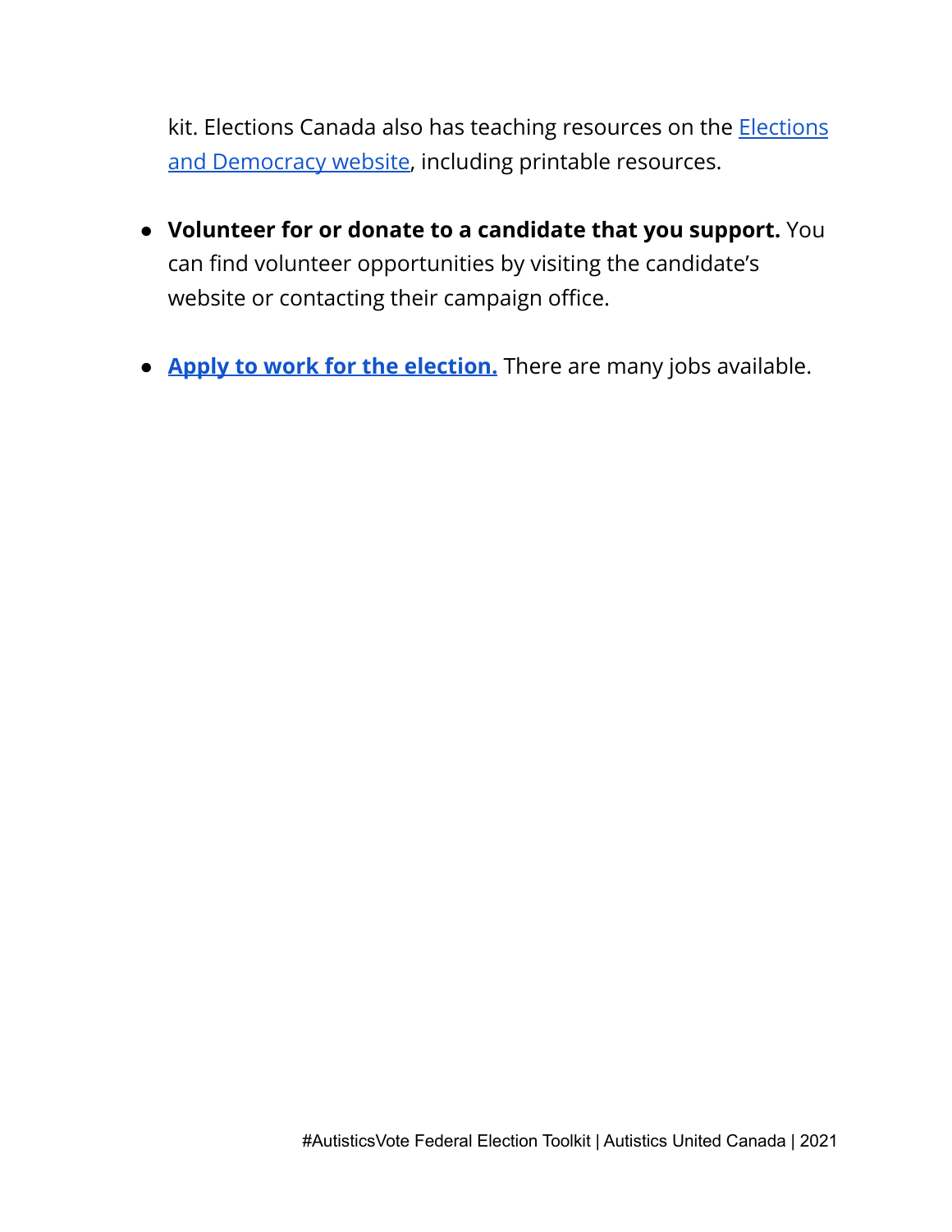kit. Elections Canada also has teaching resources on the Elections and Democracy website, including printable resources.

- **Volunteer for or donate to a candidate that you support.** You can find volunteer opportunities by visiting the candidate's website or contacting their campaign office.

- **Apply to work for the election.** There are many jobs available.